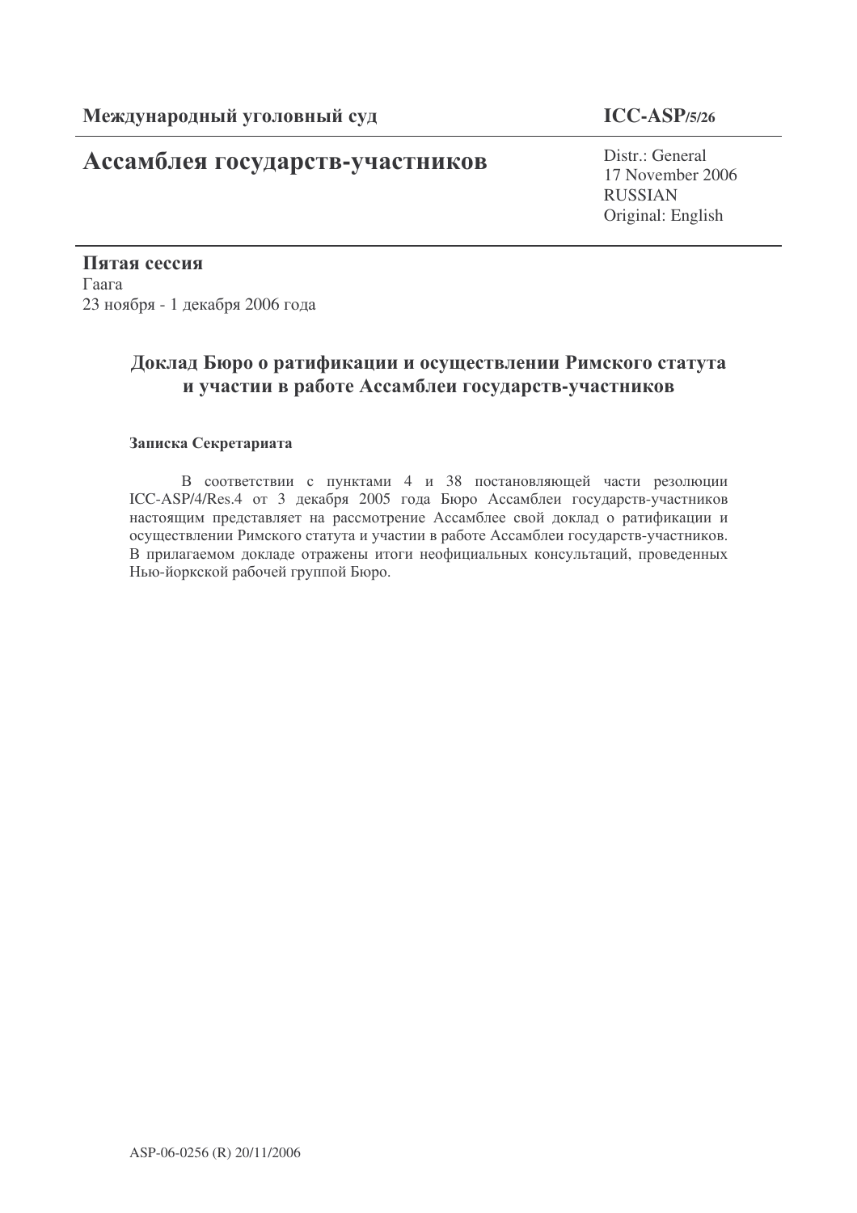**Международный уголовный суд** | **ICC-ASP/5/26**

## Ассамблея государств-участников

Distr.: General
17 November 2006
RUSSIAN
Original: English

**Пятая сессия**
Гаага
23 ноября - 1 декабря 2006 года

# Доклад Бюро о ратификации и осуществлении Римского статута и участии в работе Ассамблеи государств-участников

**Записка Секретариата**

В соответствии с пунктами 4 и 38 постановляющей части резолюции ICC-ASP/4/Res.4 от 3 декабря 2005 года Бюро Ассамблеи государств-участников настоящим представляет на рассмотрение Ассамблее свой доклад о ратификации и осуществлении Римского статута и участии в работе Ассамблеи государств-участников. В прилагаемом докладе отражены итоги неофициальных консультаций, проведенных Нью-йоркской рабочей группой Бюро.

ASP-06-0256 (R) 20/11/2006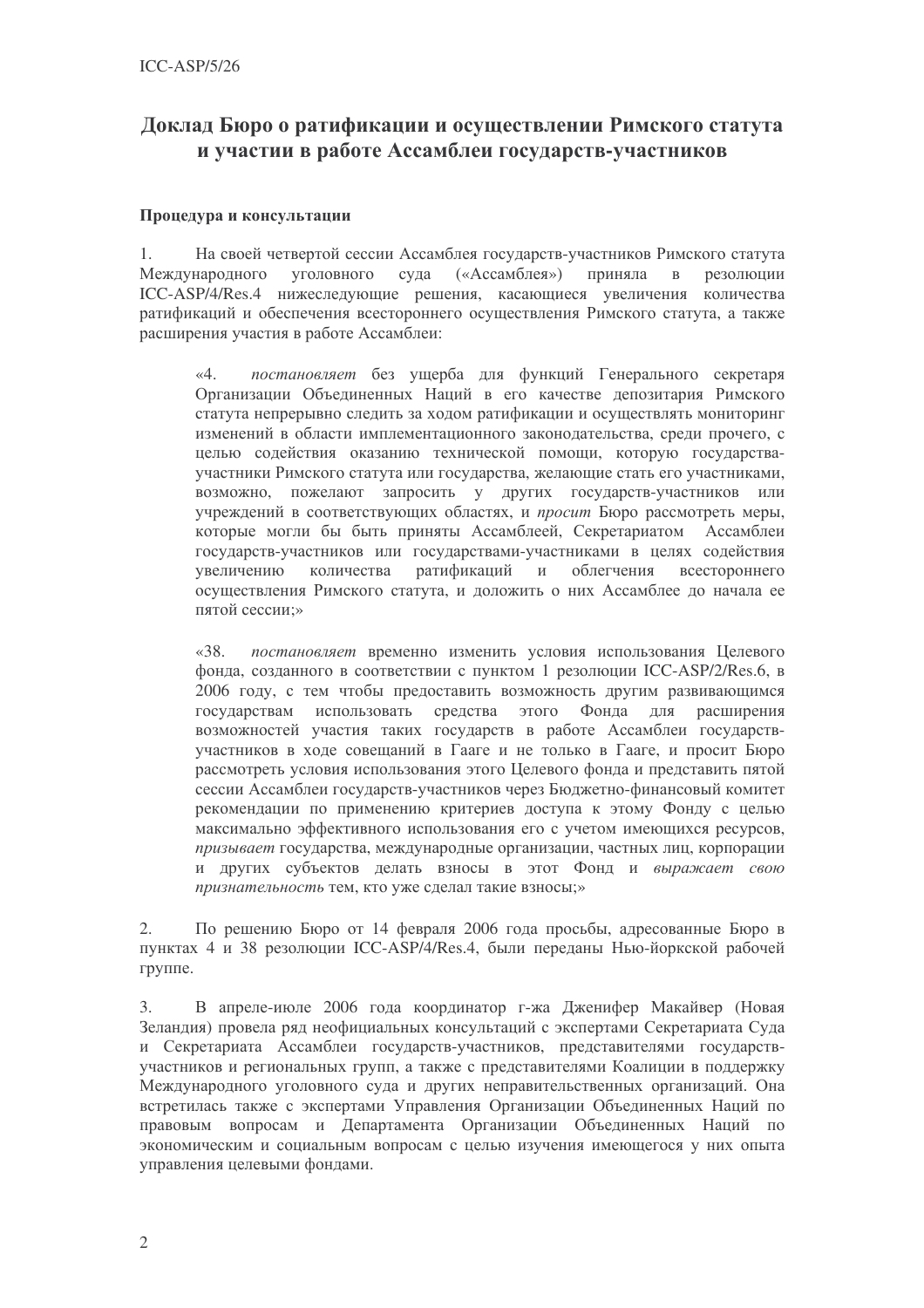# Доклад Бюро о ратификации и осуществлении Римского статута и участии в работе Ассамблеи государств-участников

### Процедура и консультации

1. На своей четвертой сессии Ассамблея государств-участников Римского статута Международного уголовного суда («Ассамблея») приняла в резолюции ICC-ASP/4/Res.4 нижеследующие решения, касающиеся увеличения количества ратификаций и обеспечения всестороннего осуществления Римского статута, а также расширения участия в работе Ассамблеи:

> «4. *постановляет* без ущерба для функций Генерального секретаря Организации Объединенных Наций в его качестве депозитария Римского статута непрерывно следить за ходом ратификации и осуществлять мониторинг изменений в области имплементационного законодательства, среди прочего, с целью содействия оказанию технической помощи, которую государства-участники Римского статута или государства, желающие стать его участниками, возможно, пожелают запросить у других государств-участников или учреждений в соответствующих областях, и *просит* Бюро рассмотреть меры, которые могли бы быть приняты Ассамблеей, Секретариатом Ассамблеи государств-участников или государствами-участниками в целях содействия увеличению количества ратификаций и облегчения всестороннего осуществления Римского статута, и доложить о них Ассамблее до начала ее пятой сессии;»

> «38. *постановляет* временно изменить условия использования Целевого фонда, созданного в соответствии с пунктом 1 резолюции ICC-ASP/2/Res.6, в 2006 году, с тем чтобы предоставить возможность другим развивающимся государствам использовать средства этого Фонда для расширения возможностей участия таких государств в работе Ассамблеи государств-участников в ходе совещаний в Гааге и не только в Гааге, и просит Бюро рассмотреть условия использования этого Целевого фонда и представить пятой сессии Ассамблеи государств-участников через Бюджетно-финансовый комитет рекомендации по применению критериев доступа к этому Фонду с целью максимально эффективного использования его с учетом имеющихся ресурсов, *призывает* государства, международные организации, частных лиц, корпорации и других субъектов делать взносы в этот Фонд и *выражает свою признательность* тем, кто уже сделал такие взносы;»

2. По решению Бюро от 14 февраля 2006 года просьбы, адресованные Бюро в пунктах 4 и 38 резолюции ICC-ASP/4/Res.4, были переданы Нью-йоркской рабочей группе.

3. В апреле-июле 2006 года координатор г-жа Дженифер Макайвер (Новая Зеландия) провела ряд неофициальных консультаций с экспертами Секретариата Суда и Секретариата Ассамблеи государств-участников, представителями государств-участников и региональных групп, а также с представителями Коалиции в поддержку Международного уголовного суда и других неправительственных организаций. Она встретилась также с экспертами Управления Организации Объединенных Наций по правовым вопросам и Департамента Организации Объединенных Наций по экономическим и социальным вопросам с целью изучения имеющегося у них опыта управления целевыми фондами.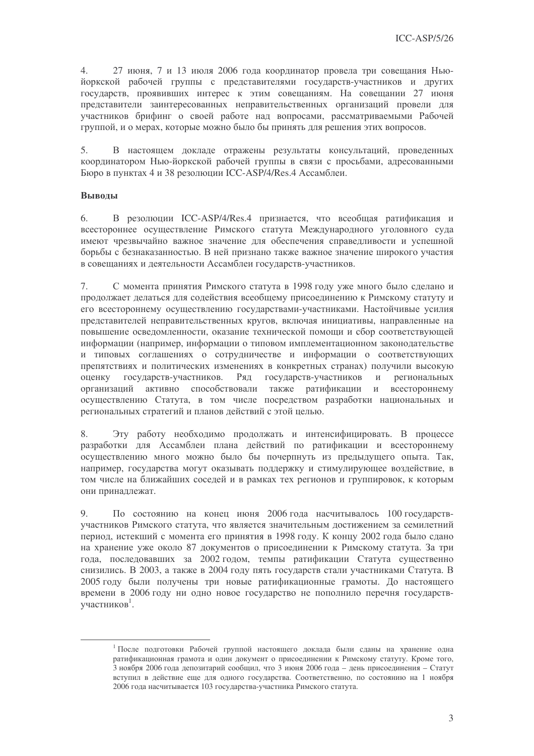4. 27 июня, 7 и 13 июля 2006 года координатор провела три совещания Нью-йоркской рабочей группы с представителями государств-участников и других государств, проявивших интерес к этим совещаниям. На совещании 27 июня представители заинтересованных неправительственных организаций провели для участников брифинг о своей работе над вопросами, рассматриваемыми Рабочей группой, и о мерах, которые можно было бы принять для решения этих вопросов.

5. В настоящем докладе отражены результаты консультаций, проведенных координатором Нью-йоркской рабочей группы в связи с просьбами, адресованными Бюро в пунктах 4 и 38 резолюции ICC-ASP/4/Res.4 Ассамблеи.

**Выводы**

6. В резолюции ICC-ASP/4/Res.4 признается, что всеобщая ратификация и всестороннее осуществление Римского статута Международного уголовного суда имеют чрезвычайно важное значение для обеспечения справедливости и успешной борьбы с безнаказанностью. В ней признано также важное значение широкого участия в совещаниях и деятельности Ассамблеи государств-участников.

7. С момента принятия Римского статута в 1998 году уже много было сделано и продолжает делаться для содействия всеобщему присоединению к Римскому статуту и его всестороннему осуществлению государствами-участниками. Настойчивые усилия представителей неправительственных кругов, включая инициативы, направленные на повышение осведомленности, оказание технической помощи и сбор соответствующей информации (например, информации о типовом имплементационном законодательстве и типовых соглашениях о сотрудничестве и информации о соответствующих препятствиях и политических изменениях в конкретных странах) получили высокую оценку государств-участников. Ряд государств-участников и региональных организаций активно способствовали также ратификации и всестороннему осуществлению Статута, в том числе посредством разработки национальных и региональных стратегий и планов действий с этой целью.

8. Эту работу необходимо продолжать и интенсифицировать. В процессе разработки для Ассамблеи плана действий по ратификации и всестороннему осуществлению много можно было бы почерпнуть из предыдущего опыта. Так, например, государства могут оказывать поддержку и стимулирующее воздействие, в том числе на ближайших соседей и в рамках тех регионов и группировок, к которым они принадлежат.

9. По состоянию на конец июня 2006 года насчитывалось 100 государств-участников Римского статута, что является значительным достижением за семилетний период, истекший с момента его принятия в 1998 году. К концу 2002 года было сдано на хранение уже около 87 документов о присоединении к Римскому статута. За три года, последовавших за 2002 годом, темпы ратификации Статута существенно снизились. В 2003, а также в 2004 году пять государств стали участниками Статута. В 2005 году были получены три новые ратификационные грамоты. До настоящего времени в 2006 году ни одно новое государство не пополнило перечня государств-участников[1].

[1] После подготовки Рабочей группой настоящего доклада были сданы на хранение одна ратификационная грамота и один документ о присоединении к Римскому статуту. Кроме того, 3 ноября 2006 года депозитарий сообщил, что 3 июня 2006 года – день присоединения – Статут вступил в действие еще для одного государства. Соответственно, по состоянию на 1 ноября 2006 года насчитывается 103 государства-участника Римского статута.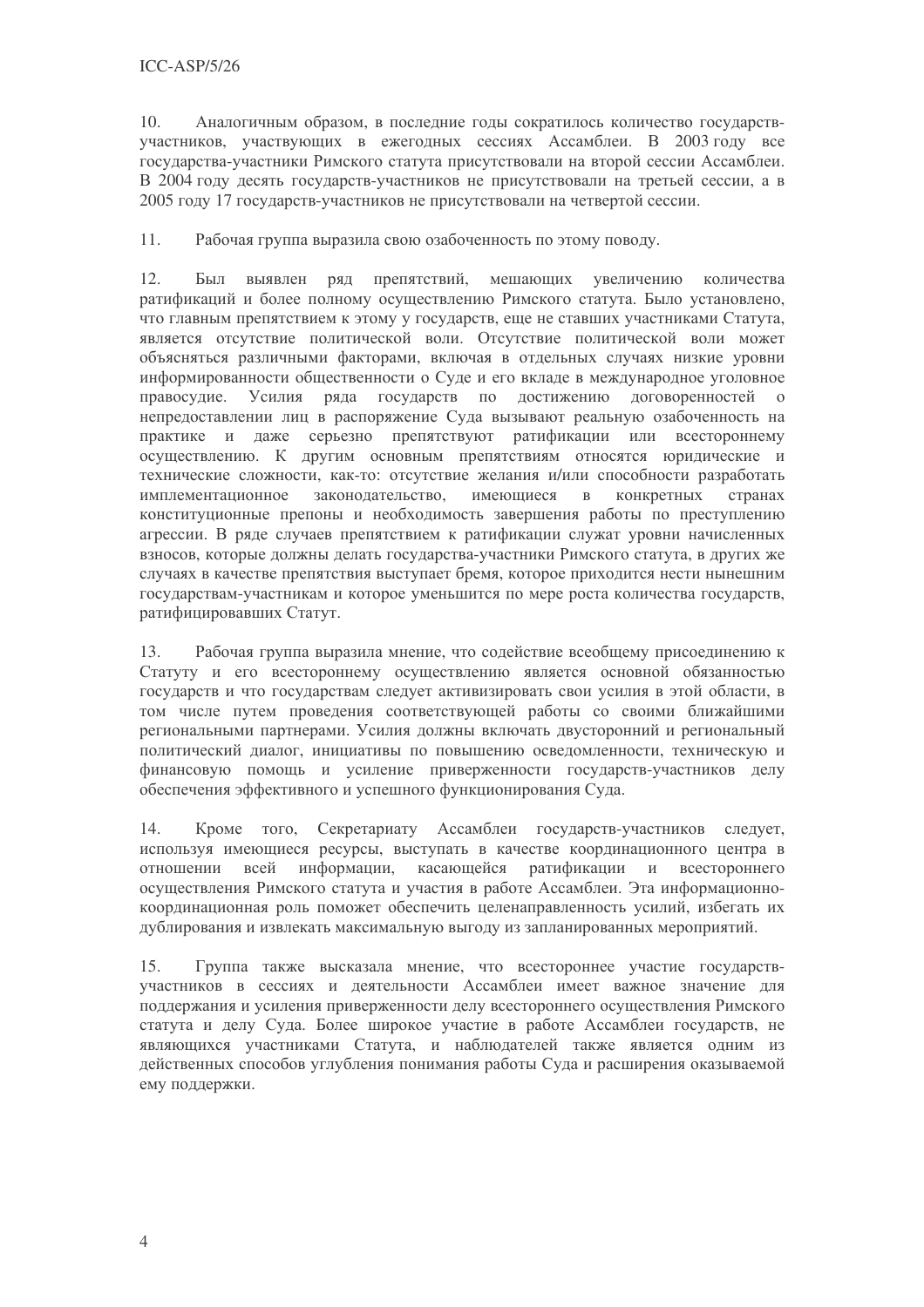10. Аналогичным образом, в последние годы сократилось количество государств-участников, участвующих в ежегодных сессиях Ассамблеи. В 2003 году все государства-участники Римского статута присутствовали на второй сессии Ассамблеи. В 2004 году десять государств-участников не присутствовали на третьей сессии, а в 2005 году 17 государств-участников не присутствовали на четвертой сессии.

11. Рабочая группа выразила свою озабоченность по этому поводу.

12. Был выявлен ряд препятствий, мешающих увеличению количества ратификаций и более полному осуществлению Римского статута. Было установлено, что главным препятствием к этому у государств, еще не ставших участниками Статута, является отсутствие политической воли. Отсутствие политической воли может объясняться различными факторами, включая в отдельных случаях низкие уровни информированности общественности о Суде и его вкладе в международное уголовное правосудие. Усилия ряда государств по достижению договоренностей о непредоставлении лиц в распоряжение Суда вызывают реальную озабоченность на практике и даже серьезно препятствуют ратификации или всестороннему осуществлению. К другим основным препятствиям относятся юридические и технические сложности, как-то: отсутствие желания и/или способности разработать имплементационное законодательство, имеющиеся в конкретных странах конституционные препоны и необходимость завершения работы по преступлению агрессии. В ряде случаев препятствием к ратификации служат уровни начисленных взносов, которые должны делать государства-участники Римского статута, в других же случаях в качестве препятствия выступает бремя, которое приходится нести нынешним государствам-участникам и которое уменьшится по мере роста количества государств, ратифицировавших Статут.

13. Рабочая группа выразила мнение, что содействие всеобщему присоединению к Статуту и его всестороннему осуществлению является основной обязанностью государств и что государствам следует активизировать свои усилия в этой области, в том числе путем проведения соответствующей работы со своими ближайшими региональными партнерами. Усилия должны включать двусторонний и региональный политический диалог, инициативы по повышению осведомленности, техническую и финансовую помощь и усиление приверженности государств-участников делу обеспечения эффективного и успешного функционирования Суда.

14. Кроме того, Секретариату Ассамблеи государств-участников следует, используя имеющиеся ресурсы, выступать в качестве координационного центра в отношении всей информации, касающейся ратификации и всестороннего осуществления Римского статута и участия в работе Ассамблеи. Эта информационно-координационная роль поможет обеспечить целенаправленность усилий, избегать их дублирования и извлекать максимальную выгоду из запланированных мероприятий.

15. Группа также высказала мнение, что всестороннее участие государств-участников в сессиях и деятельности Ассамблеи имеет важное значение для поддержания и усиления приверженности делу всестороннего осуществления Римского статута и делу Суда. Более широкое участие в работе Ассамблеи государств, не являющихся участниками Статута, и наблюдателей также является одним из действенных способов углубления понимания работы Суда и расширения оказываемой ему поддержки.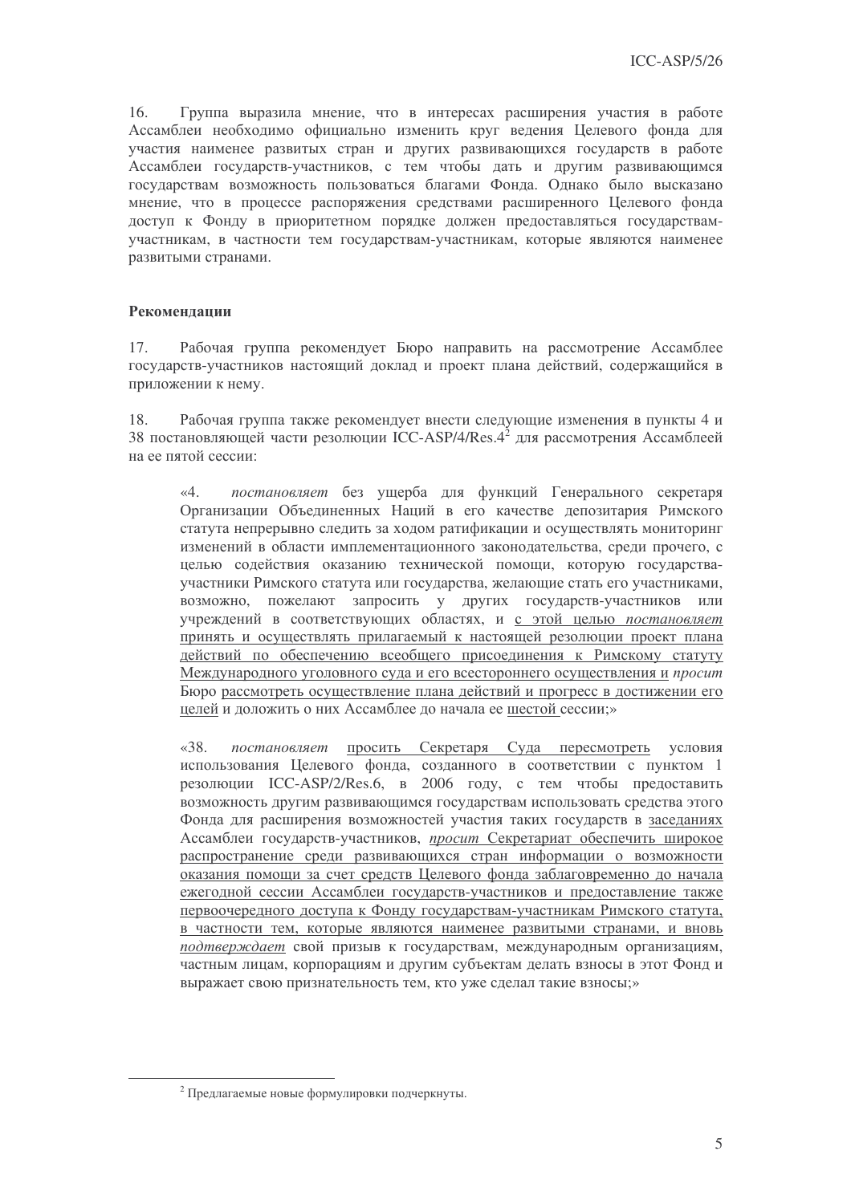16. Группа выразила мнение, что в интересах расширения участия в работе Ассамблеи необходимо официально изменить круг ведения Целевого фонда для участия наименее развитых стран и других развивающихся государств в работе Ассамблеи государств-участников, с тем чтобы дать и другим развивающимся государствам возможность пользоваться благами Фонда. Однако было высказано мнение, что в процессе распоряжения средствами расширенного Целевого фонда доступ к Фонду в приоритетном порядке должен предоставляться государствам-участникам, в частности тем государствам-участникам, которые являются наименее развитыми странами.

**Рекомендации**

17. Рабочая группа рекомендует Бюро направить на рассмотрение Ассамблее государств-участников настоящий доклад и проект плана действий, содержащийся в приложении к нему.

18. Рабочая группа также рекомендует внести следующие изменения в пункты 4 и 38 постановляющей части резолюции ICC-ASP/4/Res.4[2] для рассмотрения Ассамблеей на ее пятой сессии:

> «4. *постановляет* без ущерба для функций Генерального секретаря Организации Объединенных Наций в его качестве депозитария Римского статута непрерывно следить за ходом ратификации и осуществлять мониторинг изменений в области имплементационного законодательства, среди прочего, с целью содействия оказанию технической помощи, которую государства-участники Римского статута или государства, желающие стать его участниками, возможно, пожелают запросить у других государств-участников или учреждений в соответствующих областях, и <u>с этой целью *постановляет* принять и осуществлять прилагаемый к настоящей резолюции проект плана действий по обеспечению всеобщего присоединения к Римскому статуту Международного уголовного суда и его всестороннего осуществления и</u> *просит* Бюро <u>рассмотреть осуществление плана действий и прогресс в достижении его целей</u> и доложить о них Ассамблее до начала ее <u>шестой</u> сессии;»

> «38. *постановляет* <u>просить Секретаря Суда пересмотреть</u> условия использования Целевого фонда, созданного в соответствии с пунктом 1 резолюции ICC-ASP/2/Res.6, в 2006 году, с тем чтобы предоставить возможность другим развивающимся государствам использовать средства этого Фонда для расширения возможностей участия таких государств в <u>заседаниях</u> Ассамблеи государств-участников, <u>*просит* Секретариат обеспечить широкое распространение среди развивающихся стран информации о возможности оказания помощи за счет средств Целевого фонда заблаговременно до начала ежегодной сессии Ассамблеи государств-участников и предоставление также первоочередного доступа к Фонду государствам-участникам Римского статута, в частности тем, которые являются наименее развитыми странами, и вновь *подтверждает*</u> свой призыв к государствам, международным организациям, частным лицам, корпорациям и другим субъектам делать взносы в этот Фонд и выражает свою признательность тем, кто уже сделал такие взносы;»

---

[2] Предлагаемые новые формулировки подчеркнуты.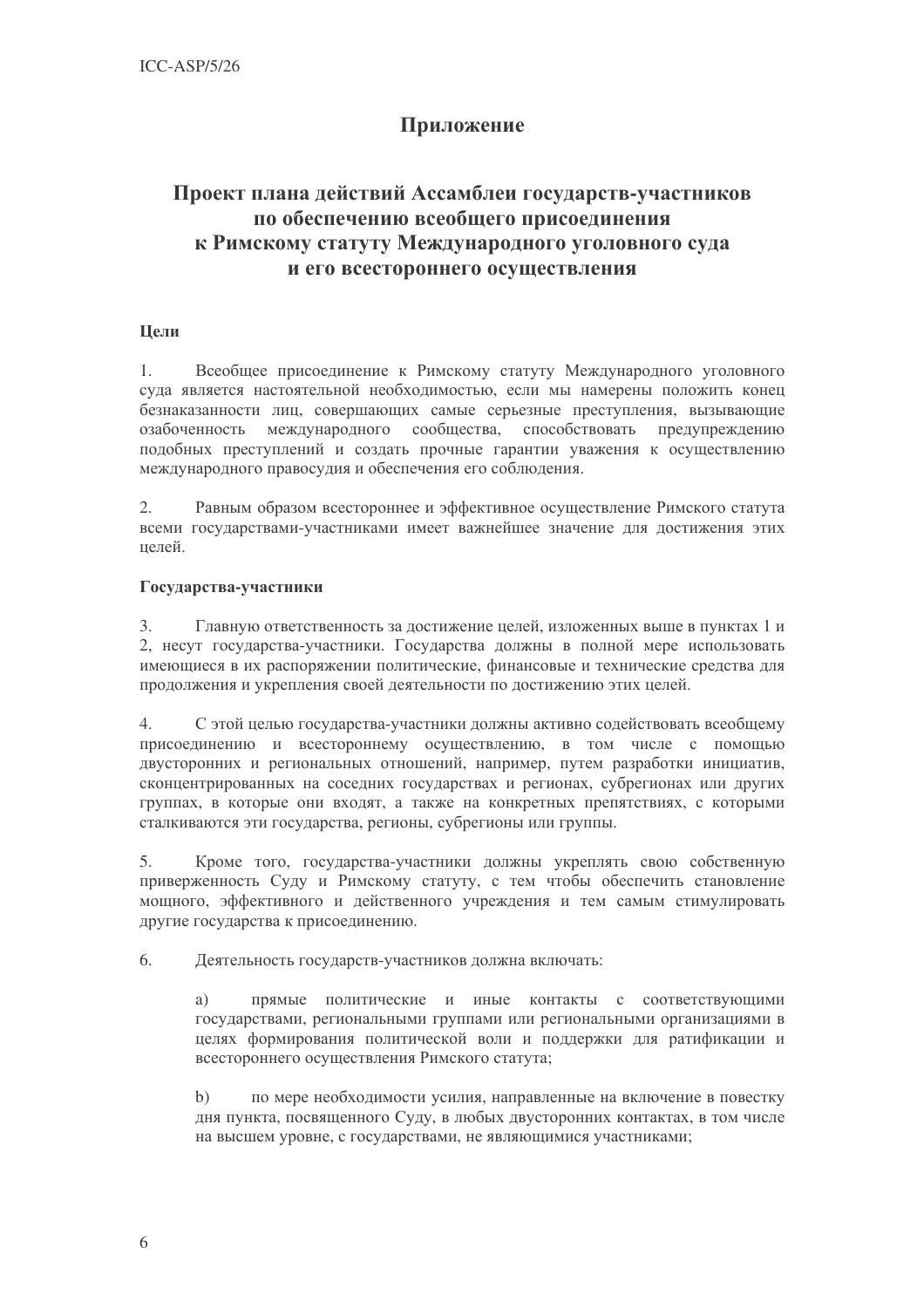# Приложение

## Проект плана действий Ассамблеи государств-участников по обеспечению всеобщего присоединения к Римскому статуту Международного уголовного суда и его всестороннего осуществления

### Цели

1. Всеобщее присоединение к Римскому статуту Международного уголовного суда является настоятельной необходимостью, если мы намерены положить конец безнаказанности лиц, совершающих самые серьезные преступления, вызывающие озабоченность международного сообщества, способствовать предупреждению подобных преступлений и создать прочные гарантии уважения к осуществлению международного правосудия и обеспечения его соблюдения.

2. Равным образом всестороннее и эффективное осуществление Римского статута всеми государствами-участниками имеет важнейшее значение для достижения этих целей.

### Государства-участники

3. Главную ответственность за достижение целей, изложенных выше в пунктах 1 и 2, несут государства-участники. Государства должны в полной мере использовать имеющиеся в их распоряжении политические, финансовые и технические средства для продолжения и укрепления своей деятельности по достижению этих целей.

4. С этой целью государства-участники должны активно содействовать всеобщему присоединению и всестороннему осуществлению, в том числе с помощью двусторонних и региональных отношений, например, путем разработки инициатив, сконцентрированных на соседних государствах и регионах, субрегионах или других группах, в которые они входят, а также на конкретных препятствиях, с которыми сталкиваются эти государства, регионы, субрегионы или группы.

5. Кроме того, государства-участники должны укреплять свою собственную приверженность Суду и Римскому статуту, с тем чтобы обеспечить становление мощного, эффективного и действенного учреждения и тем самым стимулировать другие государства к присоединению.

6. Деятельность государств-участников должна включать:

   a) прямые политические и иные контакты с соответствующими государствами, региональными группами или региональными организациями в целях формирования политической воли и поддержки для ратификации и всестороннего осуществления Римского статута;

   b) по мере необходимости усилия, направленные на включение в повестку дня пункта, посвященного Суду, в любых двусторонних контактах, в том числе на высшем уровне, с государствами, не являющимися участниками;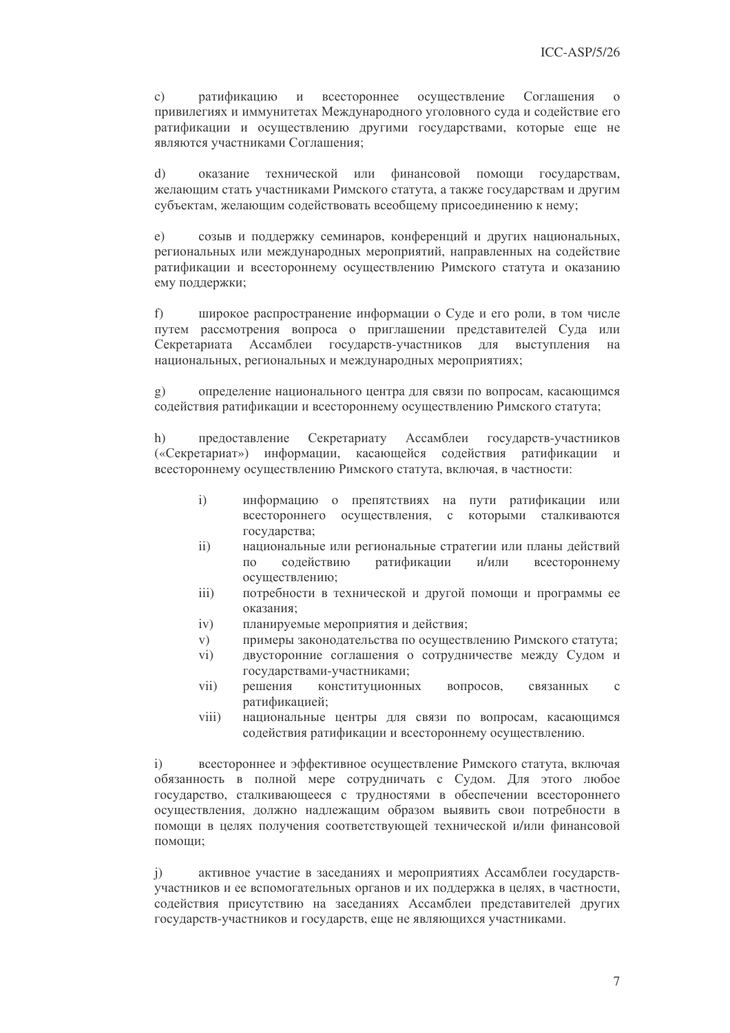c) ратификацию и всестороннее осуществление Соглашения о привилегиях и иммунитетах Международного уголовного суда и содействие его ратификации и осуществлению другими государствами, которые еще не являются участниками Соглашения;

d) оказание технической или финансовой помощи государствам, желающим стать участниками Римского статута, а также государствам и другим субъектам, желающим содействовать всеобщему присоединению к нему;

e) созыв и поддержку семинаров, конференций и других национальных, региональных или международных мероприятий, направленных на содействие ратификации и всестороннему осуществлению Римского статута и оказанию ему поддержки;

f) широкое распространение информации о Суде и его роли, в том числе путем рассмотрения вопроса о приглашении представителей Суда или Секретариата Ассамблеи государств-участников для выступления на национальных, региональных и международных мероприятиях;

g) определение национального центра для связи по вопросам, касающимся содействия ратификации и всестороннему осуществлению Римского статута;

h) предоставление Секретариату Ассамблеи государств-участников («Секретариат») информации, касающейся содействия ратификации и всестороннему осуществлению Римского статута, включая, в частности:

- i) информацию о препятствиях на пути ратификации или всестороннего осуществления, с которыми сталкиваются государства;
- ii) национальные или региональные стратегии или планы действий по содействию ратификации и/или всестороннему осуществлению;
- iii) потребности в технической и другой помощи и программы ее оказания;
- iv) планируемые мероприятия и действия;
- v) примеры законодательства по осуществлению Римского статута;
- vi) двусторонние соглашения о сотрудничестве между Судом и государствами-участниками;
- vii) решения конституционных вопросов, связанных с ратификацией;
- viii) национальные центры для связи по вопросам, касающимся содействия ратификации и всестороннему осуществлению.

i) всестороннее и эффективное осуществление Римского статута, включая обязанность в полной мере сотрудничать с Судом. Для этого любое государство, сталкивающееся с трудностями в обеспечении всестороннего осуществления, должно надлежащим образом выявить свои потребности в помощи в целях получения соответствующей технической и/или финансовой помощи;

j) активное участие в заседаниях и мероприятиях Ассамблеи государств-участников и ее вспомогательных органов и их поддержка в целях, в частности, содействия присутствию на заседаниях Ассамблеи представителей других государств-участников и государств, еще не являющихся участниками.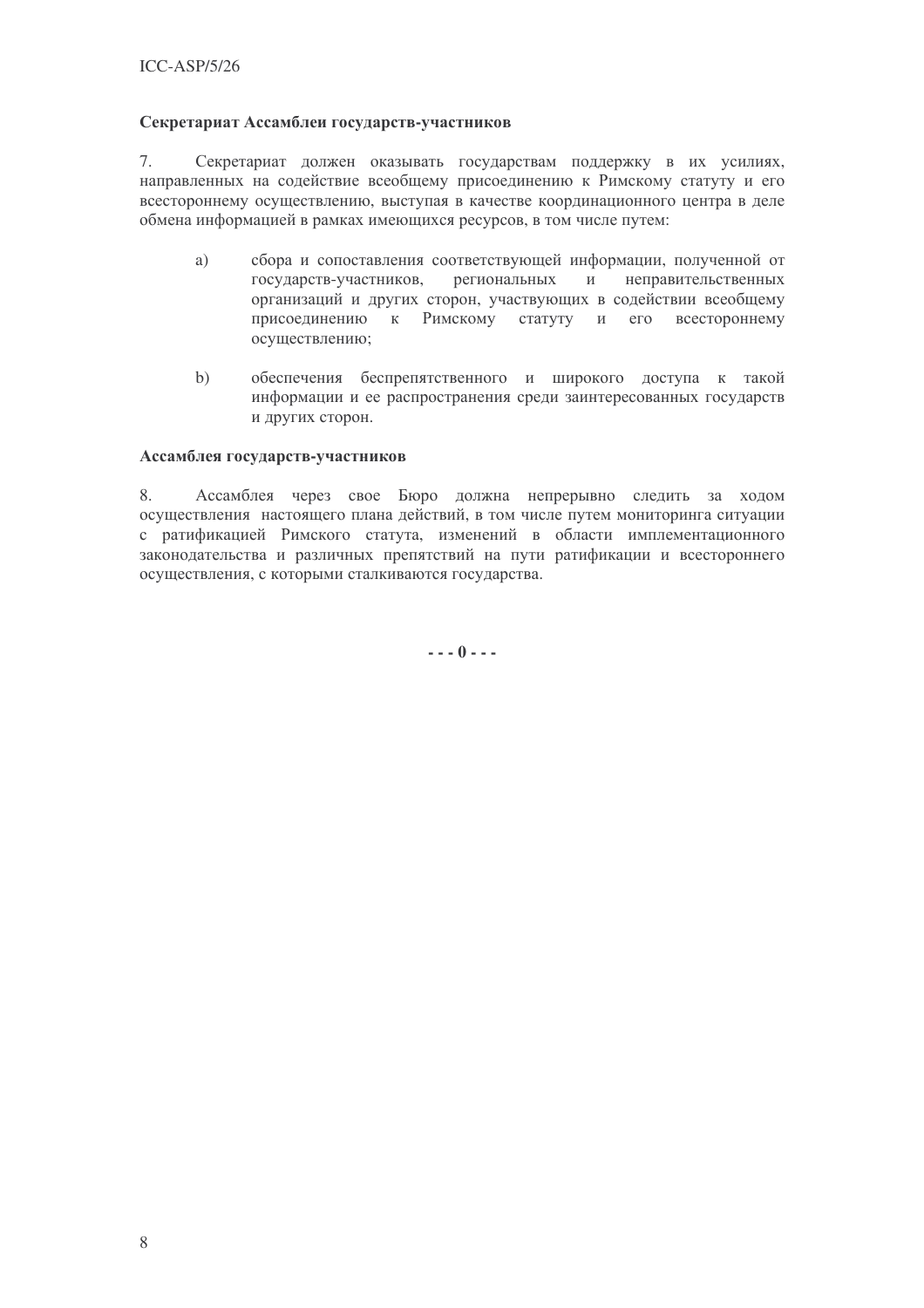**Секретариат Ассамблеи государств-участников**

7. Секретариат должен оказывать государствам поддержку в их усилиях, направленных на содействие всеобщему присоединению к Римскому статуту и его всестороннему осуществлению, выступая в качестве координационного центра в деле обмена информацией в рамках имеющихся ресурсов, в том числе путем:

a) сбора и сопоставления соответствующей информации, полученной от государств-участников, региональных и неправительственных организаций и других сторон, участвующих в содействии всеобщему присоединению к Римскому статуту и его всестороннему осуществлению;

b) обеспечения беспрепятственного и широкого доступа к такой информации и ее распространения среди заинтересованных государств и других сторон.

**Ассамблея государств-участников**

8. Ассамблея через свое Бюро должна непрерывно следить за ходом осуществления настоящего плана действий, в том числе путем мониторинга ситуации с ратификацией Римского статута, изменений в области имплементационного законодательства и различных препятствий на пути ратификации и всестороннего осуществления, с которыми сталкиваются государства.

**- - - 0 - - -**